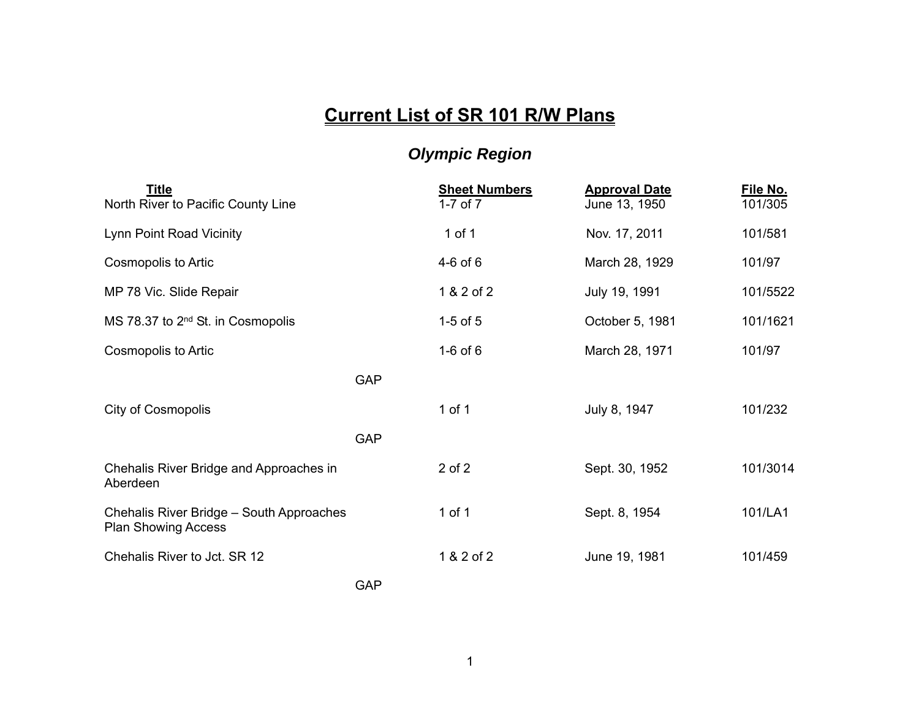# Current List of SR 101 R/W Plans

## *Olympic Region*

| Title | Sheet Numbers | Approval Date | File No. |
|---|---|---|---|
| North River to Pacific County Line | 1-7 of 7 | June 13, 1950 | 101/305 |
| Lynn Point Road Vicinity | 1 of 1 | Nov. 17, 2011 | 101/581 |
| Cosmopolis to Artic | 4-6 of 6 | March 28, 1929 | 101/97 |
| MP 78 Vic. Slide Repair | 1 & 2 of 2 | July 19, 1991 | 101/5522 |
| MS 78.37 to 2nd St. in Cosmopolis | 1-5 of 5 | October 5, 1981 | 101/1621 |
| Cosmopolis to Artic | 1-6 of 6 | March 28, 1971 | 101/97 |
| GAP | | | |
| City of Cosmopolis | 1 of 1 | July 8, 1947 | 101/232 |
| GAP | | | |
| Chehalis River Bridge and Approaches in Aberdeen | 2 of 2 | Sept. 30, 1952 | 101/3014 |
| Chehalis River Bridge – South Approaches Plan Showing Access | 1 of 1 | Sept. 8, 1954 | 101/LA1 |
| Chehalis River to Jct. SR 12 | 1 & 2 of 2 | June 19, 1981 | 101/459 |
| GAP | | | |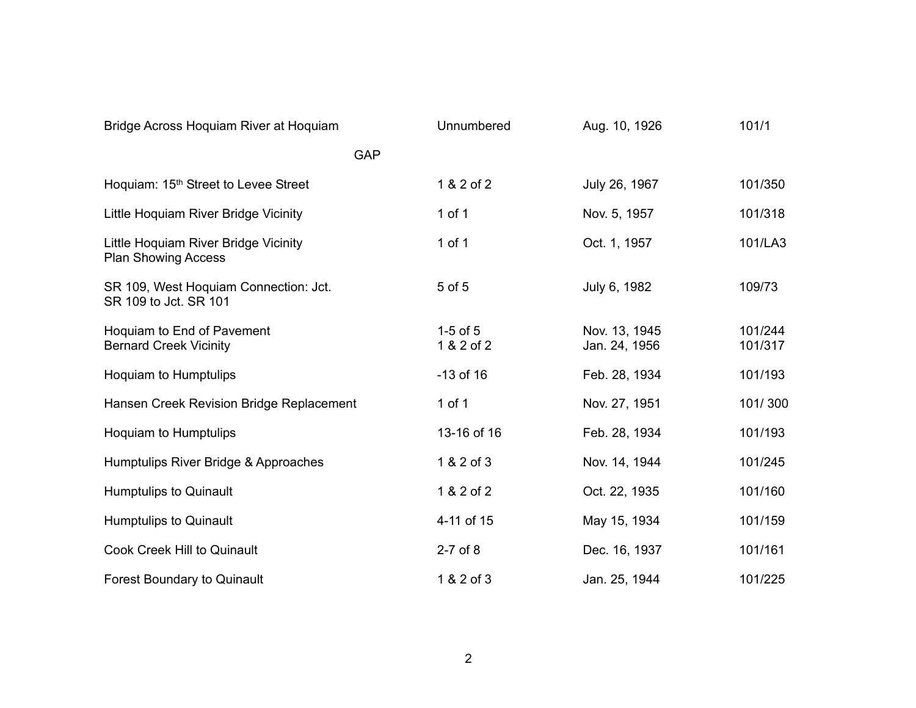| | | | |
|---|---|---|---|
| Bridge Across Hoquiam River at Hoquiam | Unnumbered | Aug. 10, 1926 | 101/1 |
| GAP | | | |
| Hoquiam: 15th Street to Levee Street | 1 & 2 of 2 | July 26, 1967 | 101/350 |
| Little Hoquiam River Bridge Vicinity | 1 of 1 | Nov. 5, 1957 | 101/318 |
| Little Hoquiam River Bridge Vicinity<br>Plan Showing Access | 1 of 1 | Oct. 1, 1957 | 101/LA3 |
| SR 109, West Hoquiam Connection: Jct.<br>SR 109 to Jct. SR 101 | 5 of 5 | July 6, 1982 | 109/73 |
| Hoquiam to End of Pavement<br>Bernard Creek Vicinity | 1-5 of 5<br>1 & 2 of 2 | Nov. 13, 1945<br>Jan. 24, 1956 | 101/244<br>101/317 |
| Hoquiam to Humptulips | -13 of 16 | Feb. 28, 1934 | 101/193 |
| Hansen Creek Revision Bridge Replacement | 1 of 1 | Nov. 27, 1951 | 101/ 300 |
| Hoquiam to Humptulips | 13-16 of 16 | Feb. 28, 1934 | 101/193 |
| Humptulips River Bridge & Approaches | 1 & 2 of 3 | Nov. 14, 1944 | 101/245 |
| Humptulips to Quinault | 1 & 2 of 2 | Oct. 22, 1935 | 101/160 |
| Humptulips to Quinault | 4-11 of 15 | May 15, 1934 | 101/159 |
| Cook Creek Hill to Quinault | 2-7 of 8 | Dec. 16, 1937 | 101/161 |
| Forest Boundary to Quinault | 1 & 2 of 3 | Jan. 25, 1944 | 101/225 |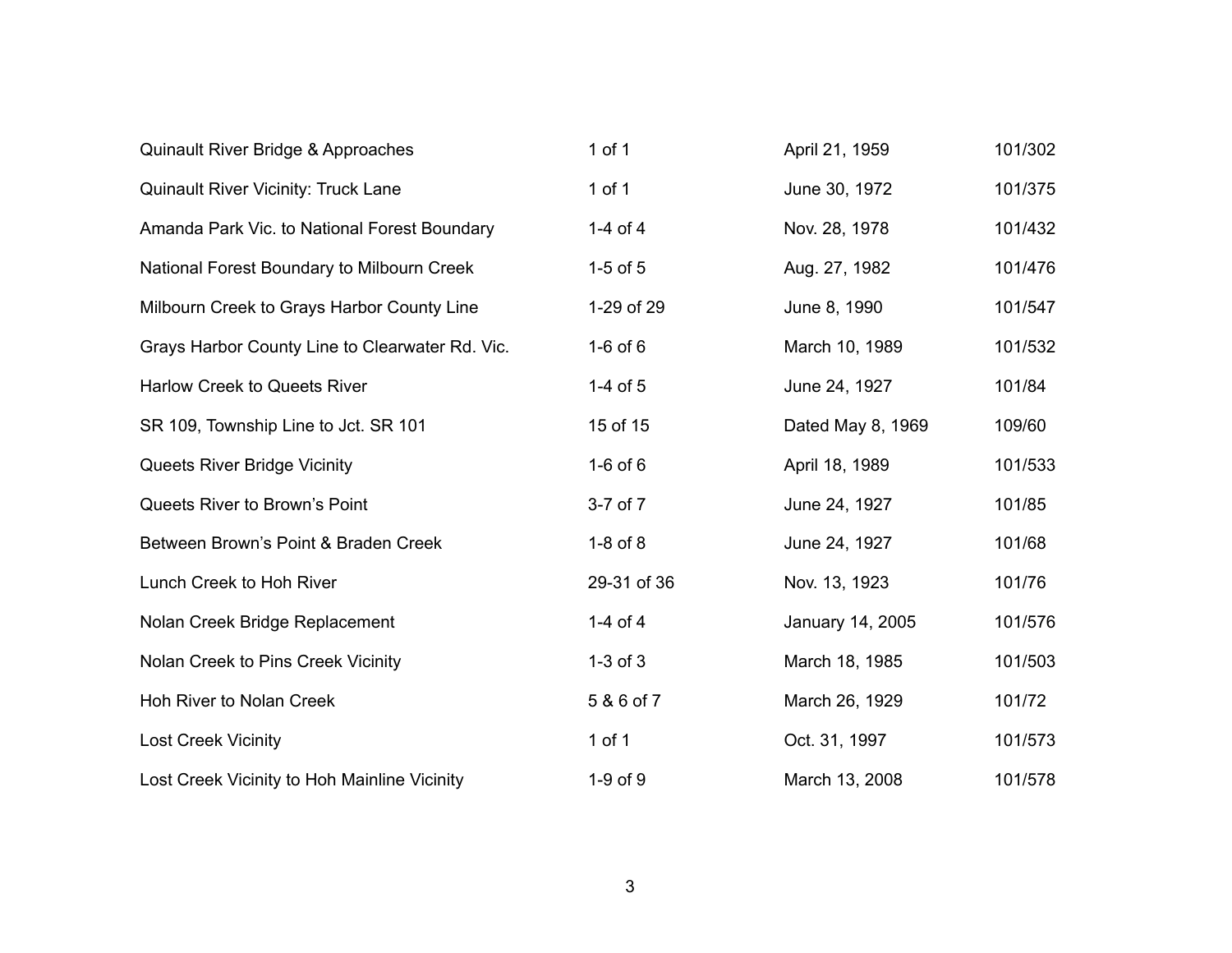| | | | |
|---|---|---|---|
| Quinault River Bridge & Approaches | 1 of 1 | April 21, 1959 | 101/302 |
| Quinault River Vicinity: Truck Lane | 1 of 1 | June 30, 1972 | 101/375 |
| Amanda Park Vic. to National Forest Boundary | 1-4 of 4 | Nov. 28, 1978 | 101/432 |
| National Forest Boundary to Milbourn Creek | 1-5 of 5 | Aug. 27, 1982 | 101/476 |
| Milbourn Creek to Grays Harbor County Line | 1-29 of 29 | June 8, 1990 | 101/547 |
| Grays Harbor County Line to Clearwater Rd. Vic. | 1-6 of 6 | March 10, 1989 | 101/532 |
| Harlow Creek to Queets River | 1-4 of 5 | June 24, 1927 | 101/84 |
| SR 109, Township Line to Jct. SR 101 | 15 of 15 | Dated May 8, 1969 | 109/60 |
| Queets River Bridge Vicinity | 1-6 of 6 | April 18, 1989 | 101/533 |
| Queets River to Brown's Point | 3-7 of 7 | June 24, 1927 | 101/85 |
| Between Brown's Point & Braden Creek | 1-8 of 8 | June 24, 1927 | 101/68 |
| Lunch Creek to Hoh River | 29-31 of 36 | Nov. 13, 1923 | 101/76 |
| Nolan Creek Bridge Replacement | 1-4 of 4 | January 14, 2005 | 101/576 |
| Nolan Creek to Pins Creek Vicinity | 1-3 of 3 | March 18, 1985 | 101/503 |
| Hoh River to Nolan Creek | 5 & 6 of 7 | March 26, 1929 | 101/72 |
| Lost Creek Vicinity | 1 of 1 | Oct. 31, 1997 | 101/573 |
| Lost Creek Vicinity to Hoh Mainline Vicinity | 1-9 of 9 | March 13, 2008 | 101/578 |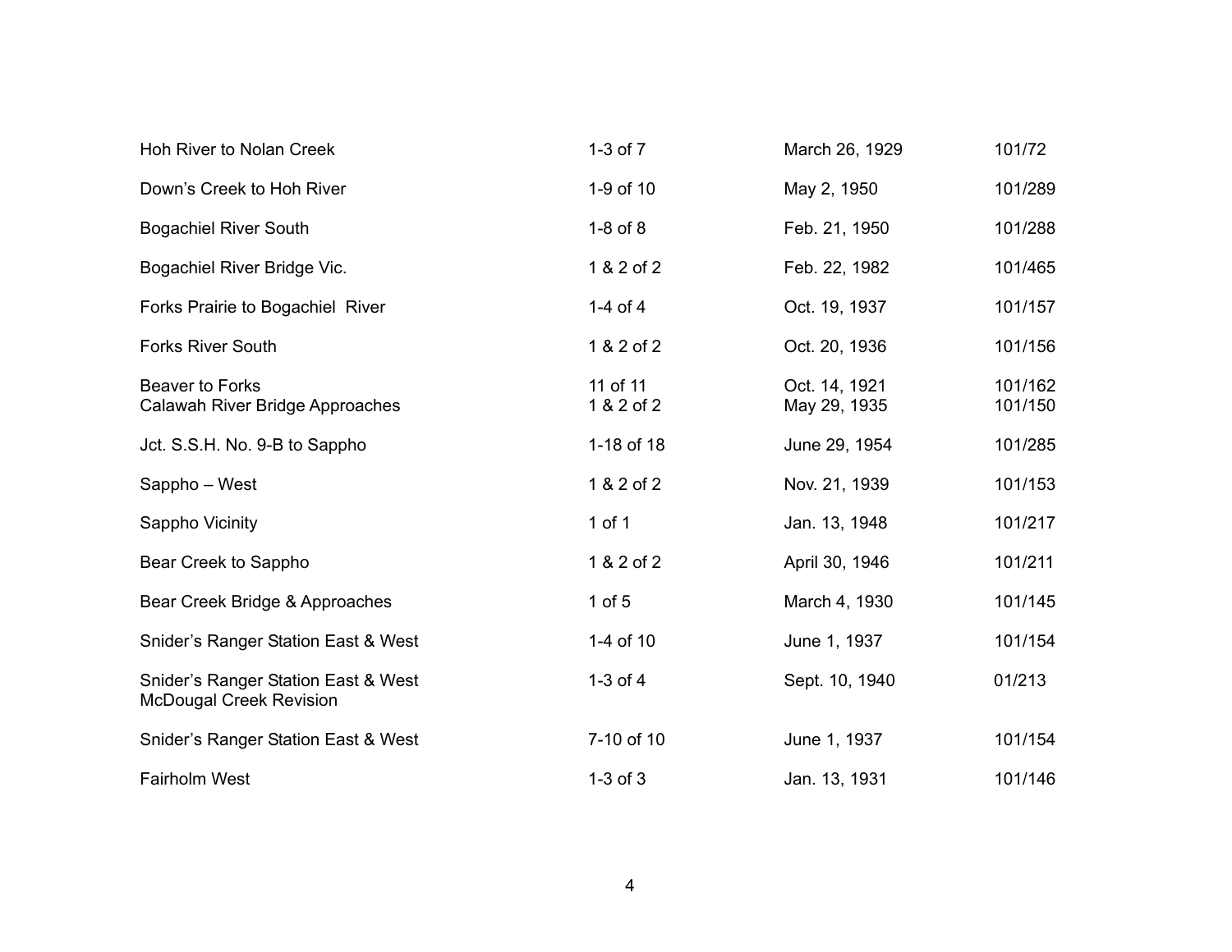| | | | |
|---|---|---|---|
| Hoh River to Nolan Creek | 1-3 of 7 | March 26, 1929 | 101/72 |
| Down's Creek to Hoh River | 1-9 of 10 | May 2, 1950 | 101/289 |
| Bogachiel River South | 1-8 of 8 | Feb. 21, 1950 | 101/288 |
| Bogachiel River Bridge Vic. | 1 & 2 of 2 | Feb. 22, 1982 | 101/465 |
| Forks Prairie to Bogachiel River | 1-4 of 4 | Oct. 19, 1937 | 101/157 |
| Forks River South | 1 & 2 of 2 | Oct. 20, 1936 | 101/156 |
| Beaver to Forks | 11 of 11 | Oct. 14, 1921 | 101/162 |
| Calawah River Bridge Approaches | 1 & 2 of 2 | May 29, 1935 | 101/150 |
| Jct. S.S.H. No. 9-B to Sappho | 1-18 of 18 | June 29, 1954 | 101/285 |
| Sappho – West | 1 & 2 of 2 | Nov. 21, 1939 | 101/153 |
| Sappho Vicinity | 1 of 1 | Jan. 13, 1948 | 101/217 |
| Bear Creek to Sappho | 1 & 2 of 2 | April 30, 1946 | 101/211 |
| Bear Creek Bridge & Approaches | 1 of 5 | March 4, 1930 | 101/145 |
| Snider's Ranger Station East & West | 1-4 of 10 | June 1, 1937 | 101/154 |
| Snider's Ranger Station East & West McDougal Creek Revision | 1-3 of 4 | Sept. 10, 1940 | 01/213 |
| Snider's Ranger Station East & West | 7-10 of 10 | June 1, 1937 | 101/154 |
| Fairholm West | 1-3 of 3 | Jan. 13, 1931 | 101/146 |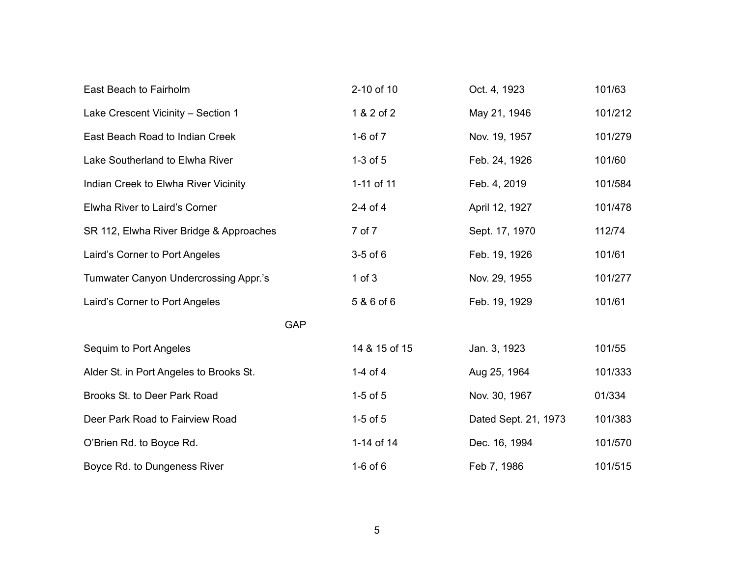| | | | |
|---|---|---|---|
| East Beach to Fairholm | 2-10 of 10 | Oct. 4, 1923 | 101/63 |
| Lake Crescent Vicinity – Section 1 | 1 & 2 of 2 | May 21, 1946 | 101/212 |
| East Beach Road to Indian Creek | 1-6 of 7 | Nov. 19, 1957 | 101/279 |
| Lake Southerland to Elwha River | 1-3 of 5 | Feb. 24, 1926 | 101/60 |
| Indian Creek to Elwha River Vicinity | 1-11 of 11 | Feb. 4, 2019 | 101/584 |
| Elwha River to Laird’s Corner | 2-4 of 4 | April 12, 1927 | 101/478 |
| SR 112, Elwha River Bridge & Approaches | 7 of 7 | Sept. 17, 1970 | 112/74 |
| Laird’s Corner to Port Angeles | 3-5 of 6 | Feb. 19, 1926 | 101/61 |
| Tumwater Canyon Undercrossing Appr.’s | 1 of 3 | Nov. 29, 1955 | 101/277 |
| Laird’s Corner to Port Angeles | 5 & 6 of 6 | Feb. 19, 1929 | 101/61 |
| GAP | | | |
| Sequim to Port Angeles | 14 & 15 of 15 | Jan. 3, 1923 | 101/55 |
| Alder St. in Port Angeles to Brooks St. | 1-4 of 4 | Aug 25, 1964 | 101/333 |
| Brooks St. to Deer Park Road | 1-5 of 5 | Nov. 30, 1967 | 01/334 |
| Deer Park Road to Fairview Road | 1-5 of 5 | Dated Sept. 21, 1973 | 101/383 |
| O’Brien Rd. to Boyce Rd. | 1-14 of 14 | Dec. 16, 1994 | 101/570 |
| Boyce Rd. to Dungeness River | 1-6 of 6 | Feb 7, 1986 | 101/515 |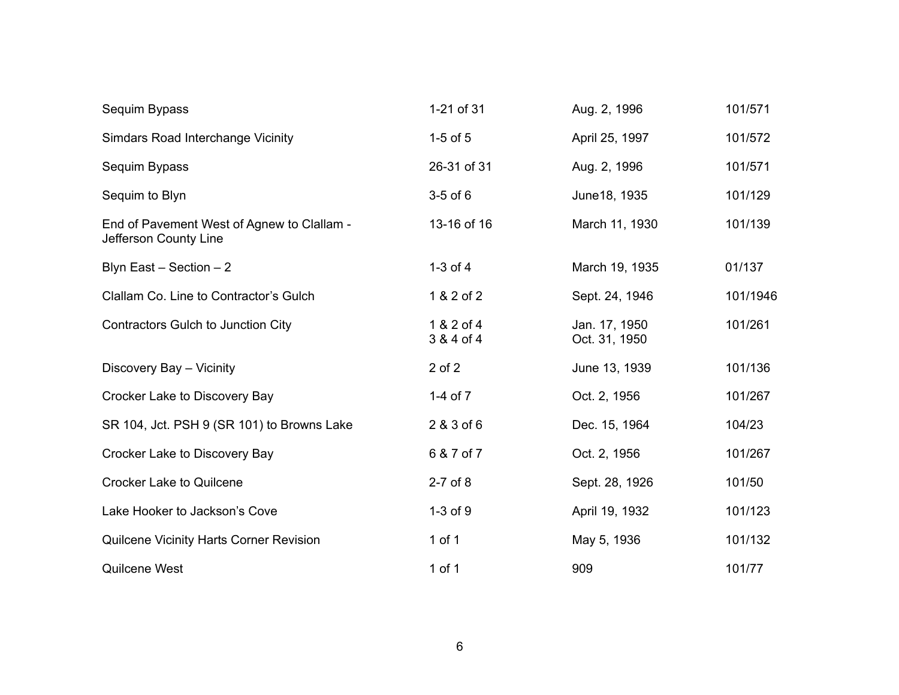| | | | |
|---|---|---|---|
| Sequim Bypass | 1-21 of 31 | Aug. 2, 1996 | 101/571 |
| Simdars Road Interchange Vicinity | 1-5 of 5 | April 25, 1997 | 101/572 |
| Sequim Bypass | 26-31 of 31 | Aug. 2, 1996 | 101/571 |
| Sequim to Blyn | 3-5 of 6 | June18, 1935 | 101/129 |
| End of Pavement West of Agnew to Clallam - Jefferson County Line | 13-16 of 16 | March 11, 1930 | 101/139 |
| Blyn East – Section – 2 | 1-3 of 4 | March 19, 1935 | 01/137 |
| Clallam Co. Line to Contractor's Gulch | 1 & 2 of 2 | Sept. 24, 1946 | 101/1946 |
| Contractors Gulch to Junction City | 1 & 2 of 4<br>3 & 4 of 4 | Jan. 17, 1950<br>Oct. 31, 1950 | 101/261 |
| Discovery Bay – Vicinity | 2 of 2 | June 13, 1939 | 101/136 |
| Crocker Lake to Discovery Bay | 1-4 of 7 | Oct. 2, 1956 | 101/267 |
| SR 104, Jct. PSH 9 (SR 101) to Browns Lake | 2 & 3 of 6 | Dec. 15, 1964 | 104/23 |
| Crocker Lake to Discovery Bay | 6 & 7 of 7 | Oct. 2, 1956 | 101/267 |
| Crocker Lake to Quilcene | 2-7 of 8 | Sept. 28, 1926 | 101/50 |
| Lake Hooker to Jackson's Cove | 1-3 of 9 | April 19, 1932 | 101/123 |
| Quilcene Vicinity Harts Corner Revision | 1 of 1 | May 5, 1936 | 101/132 |
| Quilcene West | 1 of 1 | 909 | 101/77 |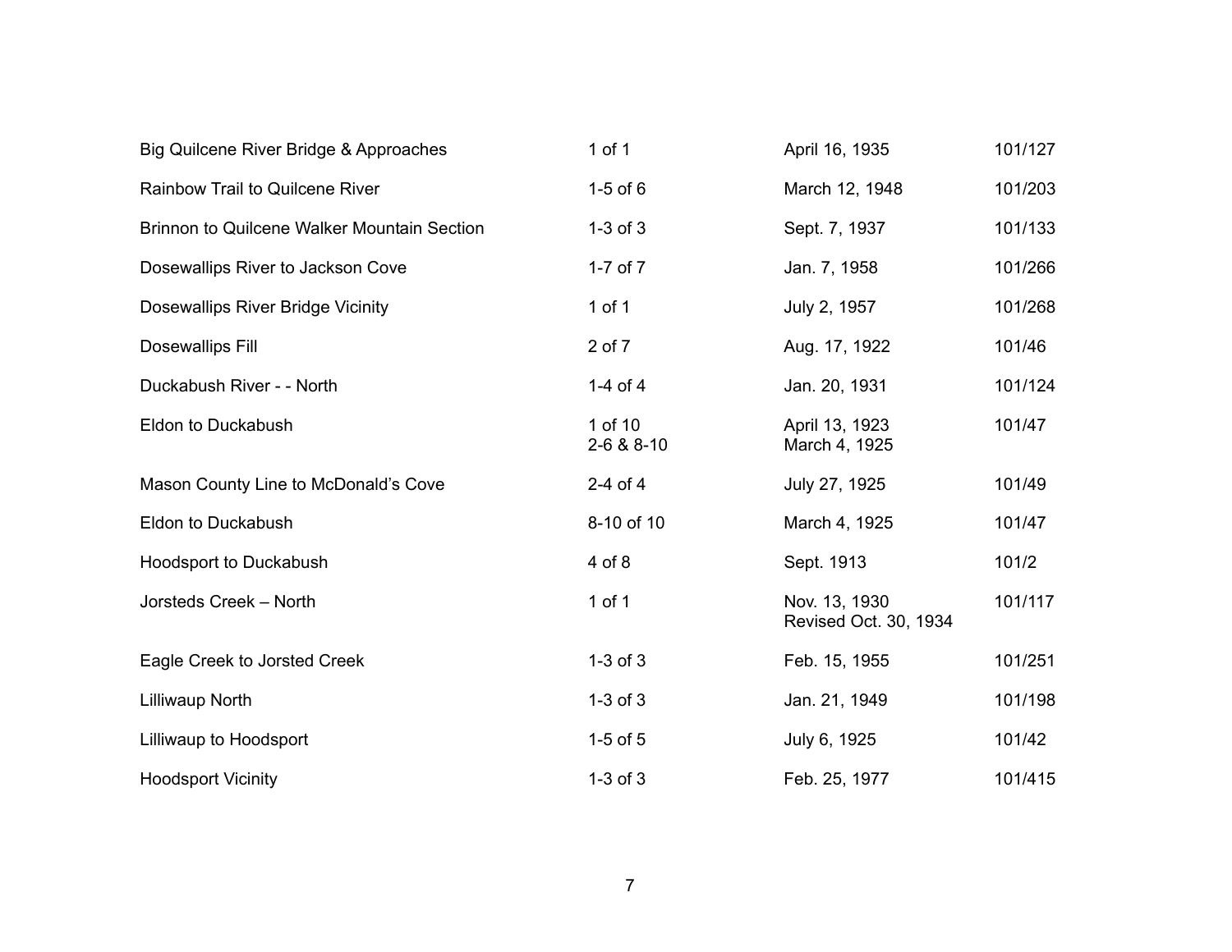| | | | |
|---|---|---|---|
| Big Quilcene River Bridge & Approaches | 1 of 1 | April 16, 1935 | 101/127 |
| Rainbow Trail to Quilcene River | 1-5 of 6 | March 12, 1948 | 101/203 |
| Brinnon to Quilcene Walker Mountain Section | 1-3 of 3 | Sept. 7, 1937 | 101/133 |
| Dosewallips River to Jackson Cove | 1-7 of 7 | Jan. 7, 1958 | 101/266 |
| Dosewallips River Bridge Vicinity | 1 of 1 | July 2, 1957 | 101/268 |
| Dosewallips Fill | 2 of 7 | Aug. 17, 1922 | 101/46 |
| Duckabush River - - North | 1-4 of 4 | Jan. 20, 1931 | 101/124 |
| Eldon to Duckabush | 1 of 10<br>2-6 & 8-10 | April 13, 1923<br>March 4, 1925 | 101/47 |
| Mason County Line to McDonald's Cove | 2-4 of 4 | July 27, 1925 | 101/49 |
| Eldon to Duckabush | 8-10 of 10 | March 4, 1925 | 101/47 |
| Hoodsport to Duckabush | 4 of 8 | Sept. 1913 | 101/2 |
| Jorsteds Creek – North | 1 of 1 | Nov. 13, 1930<br>Revised Oct. 30, 1934 | 101/117 |
| Eagle Creek to Jorsted Creek | 1-3 of 3 | Feb. 15, 1955 | 101/251 |
| Lilliwaup North | 1-3 of 3 | Jan. 21, 1949 | 101/198 |
| Lilliwaup to Hoodsport | 1-5 of 5 | July 6, 1925 | 101/42 |
| Hoodsport Vicinity | 1-3 of 3 | Feb. 25, 1977 | 101/415 |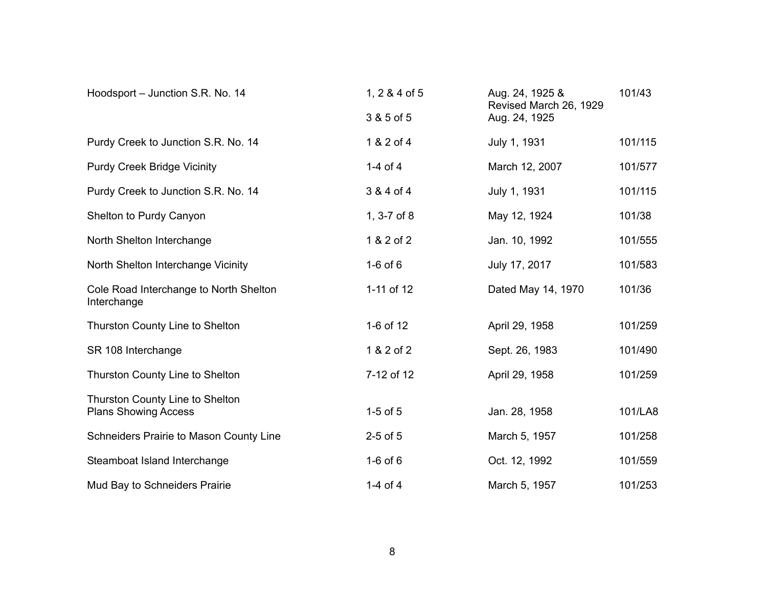| | | | |
|---|---|---|---|
| Hoodsport – Junction S.R. No. 14 | 1, 2 & 4 of 5 | Aug. 24, 1925 & Revised March 26, 1929 | 101/43 |
| | 3 & 5 of 5 | Aug. 24, 1925 | |
| Purdy Creek to Junction S.R. No. 14 | 1 & 2 of 4 | July 1, 1931 | 101/115 |
| Purdy Creek Bridge Vicinity | 1-4 of 4 | March 12, 2007 | 101/577 |
| Purdy Creek to Junction S.R. No. 14 | 3 & 4 of 4 | July 1, 1931 | 101/115 |
| Shelton to Purdy Canyon | 1, 3-7 of 8 | May 12, 1924 | 101/38 |
| North Shelton Interchange | 1 & 2 of 2 | Jan. 10, 1992 | 101/555 |
| North Shelton Interchange Vicinity | 1-6 of 6 | July 17, 2017 | 101/583 |
| Cole Road Interchange to North Shelton Interchange | 1-11 of 12 | Dated May 14, 1970 | 101/36 |
| Thurston County Line to Shelton | 1-6 of 12 | April 29, 1958 | 101/259 |
| SR 108 Interchange | 1 & 2 of 2 | Sept. 26, 1983 | 101/490 |
| Thurston County Line to Shelton | 7-12 of 12 | April 29, 1958 | 101/259 |
| Thurston County Line to Shelton Plans Showing Access | 1-5 of 5 | Jan. 28, 1958 | 101/LA8 |
| Schneiders Prairie to Mason County Line | 2-5 of 5 | March 5, 1957 | 101/258 |
| Steamboat Island Interchange | 1-6 of 6 | Oct. 12, 1992 | 101/559 |
| Mud Bay to Schneiders Prairie | 1-4 of 4 | March 5, 1957 | 101/253 |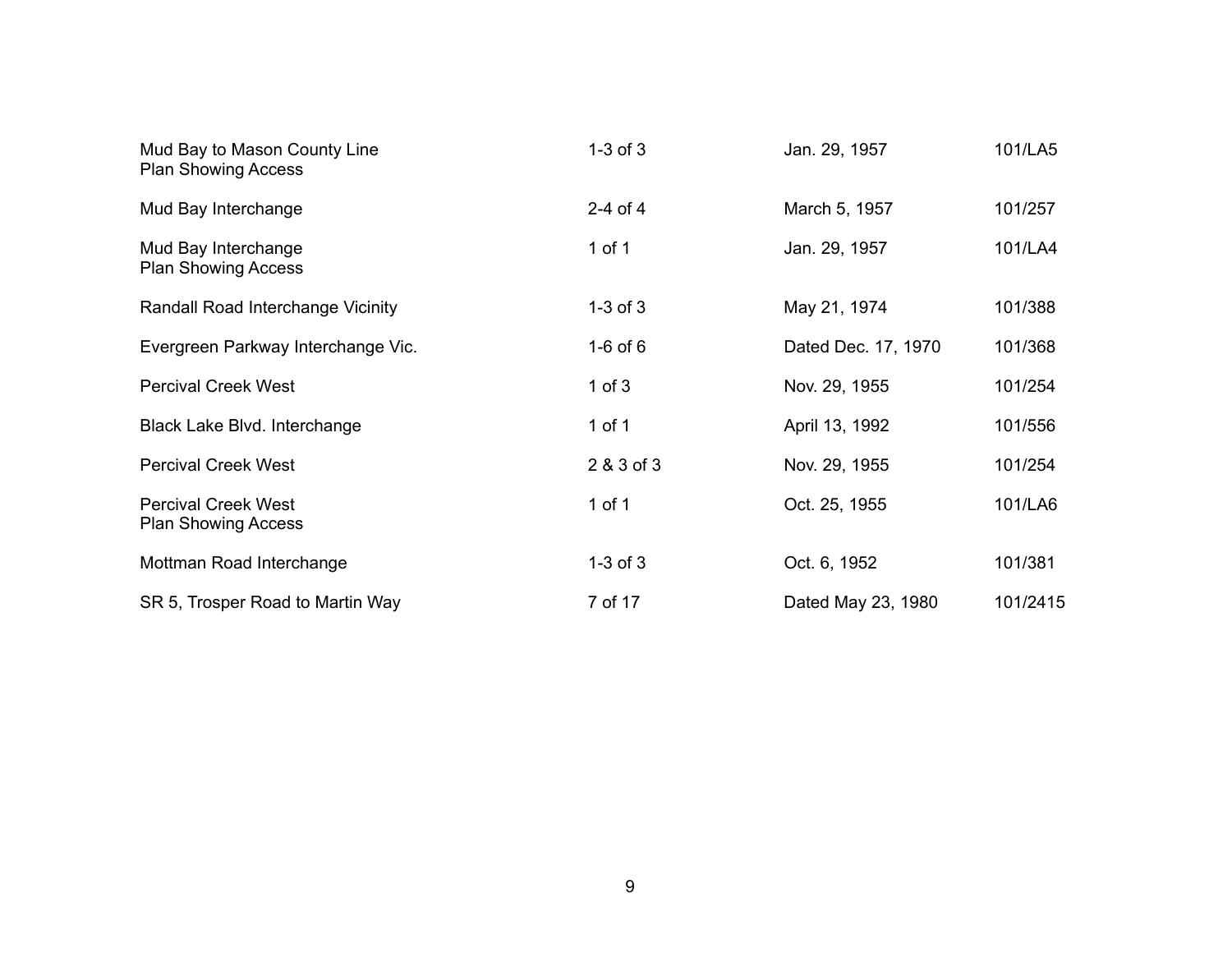| | | | |
|---|---|---|---|
| Mud Bay to Mason County Line<br>Plan Showing Access | 1-3 of 3 | Jan. 29, 1957 | 101/LA5 |
| Mud Bay Interchange | 2-4 of 4 | March 5, 1957 | 101/257 |
| Mud Bay Interchange<br>Plan Showing Access | 1 of 1 | Jan. 29, 1957 | 101/LA4 |
| Randall Road Interchange Vicinity | 1-3 of 3 | May 21, 1974 | 101/388 |
| Evergreen Parkway Interchange Vic. | 1-6 of 6 | Dated Dec. 17, 1970 | 101/368 |
| Percival Creek West | 1 of 3 | Nov. 29, 1955 | 101/254 |
| Black Lake Blvd. Interchange | 1 of 1 | April 13, 1992 | 101/556 |
| Percival Creek West | 2 & 3 of 3 | Nov. 29, 1955 | 101/254 |
| Percival Creek West<br>Plan Showing Access | 1 of 1 | Oct. 25, 1955 | 101/LA6 |
| Mottman Road Interchange | 1-3 of 3 | Oct. 6, 1952 | 101/381 |
| SR 5, Trosper Road to Martin Way | 7 of 17 | Dated May 23, 1980 | 101/2415 |